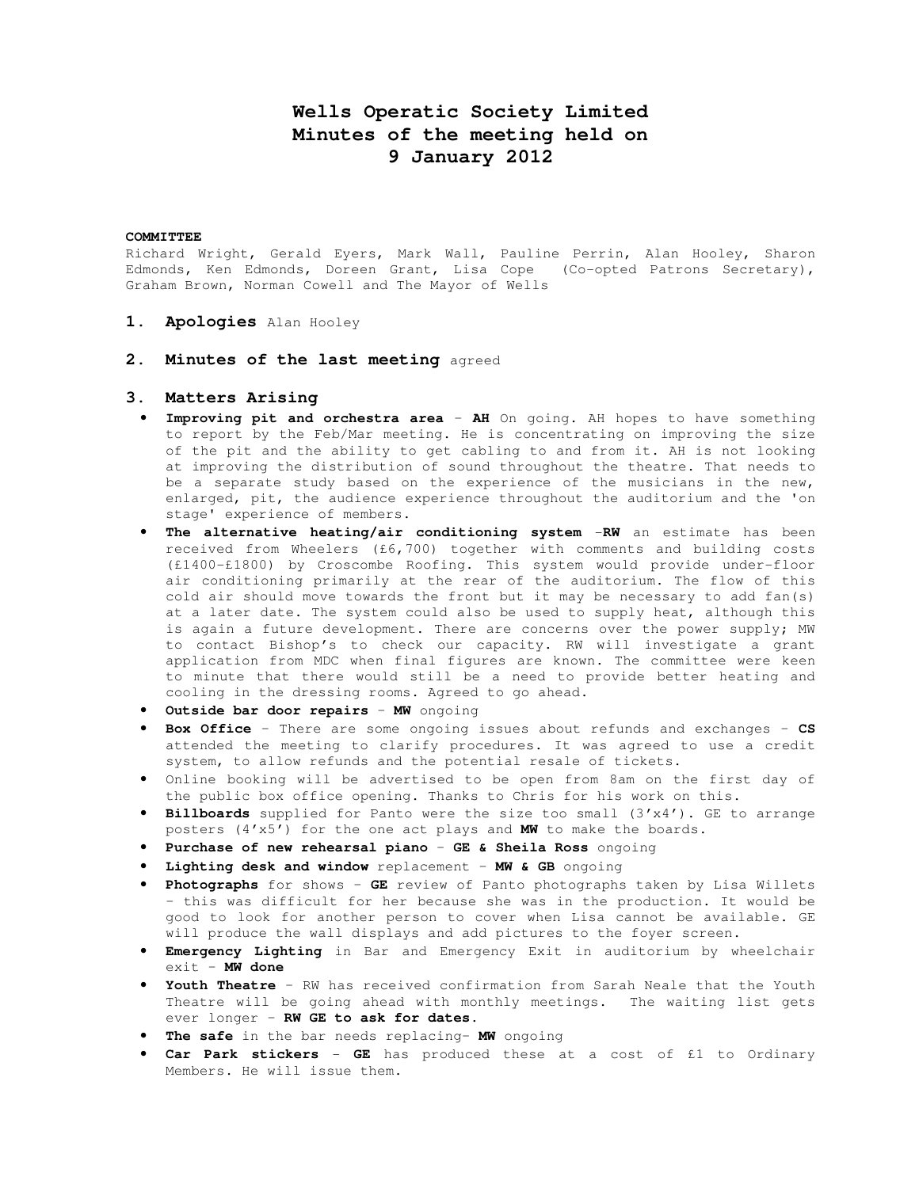# Wells Operatic Society Limited
# Minutes of the meeting held on
# 9 January 2012

**COMMITTEE**

Richard Wright, Gerald Eyers, Mark Wall, Pauline Perrin, Alan Hooley, Sharon Edmonds, Ken Edmonds, Doreen Grant, Lisa Cope (Co-opted Patrons Secretary), Graham Brown, Norman Cowell and The Mayor of Wells

## 1. Apologies Alan Hooley

## 2. Minutes of the last meeting agreed

## 3. Matters Arising

- **Improving pit and orchestra area** - **AH** On going. AH hopes to have something to report by the Feb/Mar meeting. He is concentrating on improving the size of the pit and the ability to get cabling to and from it. AH is not looking at improving the distribution of sound throughout the theatre. That needs to be a separate study based on the experience of the musicians in the new, enlarged, pit, the audience experience throughout the auditorium and the 'on stage' experience of members.
- **The alternative heating/air conditioning system** -**RW** an estimate has been received from Wheelers (£6,700) together with comments and building costs (£1400-£1800) by Croscombe Roofing. This system would provide under-floor air conditioning primarily at the rear of the auditorium. The flow of this cold air should move towards the front but it may be necessary to add fan(s) at a later date. The system could also be used to supply heat, although this is again a future development. There are concerns over the power supply; MW to contact Bishop's to check our capacity. RW will investigate a grant application from MDC when final figures are known. The committee were keen to minute that there would still be a need to provide better heating and cooling in the dressing rooms. Agreed to go ahead.
- **Outside bar door repairs** - **MW** ongoing
- **Box Office** - There are some ongoing issues about refunds and exchanges - **CS** attended the meeting to clarify procedures. It was agreed to use a credit system, to allow refunds and the potential resale of tickets.
- Online booking will be advertised to be open from 8am on the first day of the public box office opening. Thanks to Chris for his work on this.
- **Billboards** supplied for Panto were the size too small (3'x4'). GE to arrange posters (4'x5') for the one act plays and **MW** to make the boards.
- **Purchase of new rehearsal piano** - **GE & Sheila Ross** ongoing
- **Lighting desk and window** replacement - **MW & GB** ongoing
- **Photographs** for shows - **GE** review of Panto photographs taken by Lisa Willets - this was difficult for her because she was in the production. It would be good to look for another person to cover when Lisa cannot be available. GE will produce the wall displays and add pictures to the foyer screen.
- **Emergency Lighting** in Bar and Emergency Exit in auditorium by wheelchair exit - **MW done**
- **Youth Theatre** - RW has received confirmation from Sarah Neale that the Youth Theatre will be going ahead with monthly meetings. The waiting list gets ever longer - **RW GE to ask for dates**.
- **The safe** in the bar needs replacing- **MW** ongoing
- **Car Park stickers** - **GE** has produced these at a cost of £1 to Ordinary Members. He will issue them.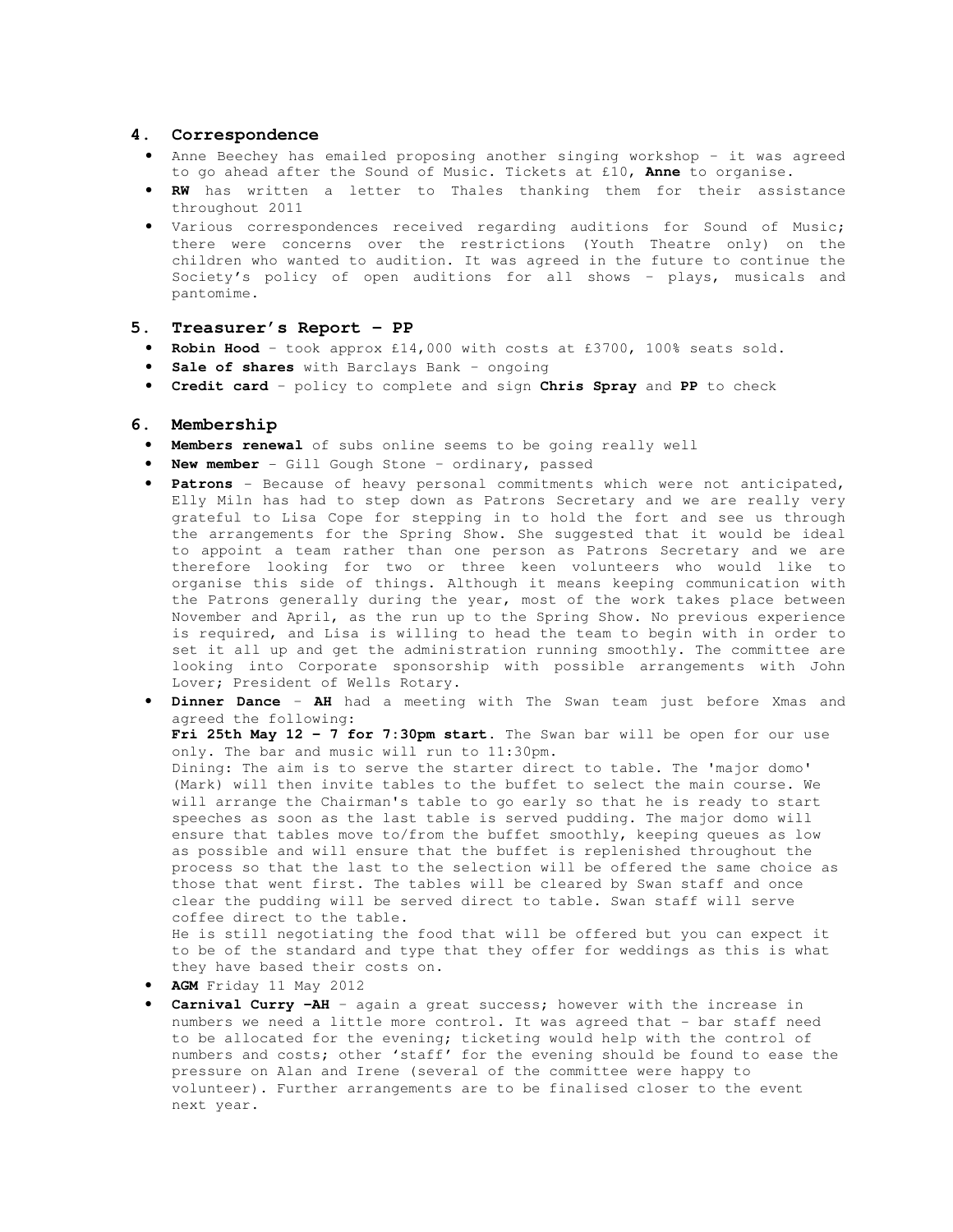## 4. Correspondence

- Anne Beechey has emailed proposing another singing workshop – it was agreed to go ahead after the Sound of Music. Tickets at £10, **Anne** to organise.
- **RW** has written a letter to Thales thanking them for their assistance throughout 2011
- Various correspondences received regarding auditions for Sound of Music; there were concerns over the restrictions (Youth Theatre only) on the children who wanted to audition. It was agreed in the future to continue the Society's policy of open auditions for all shows – plays, musicals and pantomime.

## 5. Treasurer's Report – PP

- **Robin Hood** – took approx £14,000 with costs at £3700, 100% seats sold.
- **Sale of shares** with Barclays Bank – ongoing
- **Credit card** – policy to complete and sign **Chris Spray** and **PP** to check

## 6. Membership

- **Members renewal** of subs online seems to be going really well
- **New member** – Gill Gough Stone – ordinary, passed
- **Patrons** – Because of heavy personal commitments which were not anticipated, Elly Miln has had to step down as Patrons Secretary and we are really very grateful to Lisa Cope for stepping in to hold the fort and see us through the arrangements for the Spring Show. She suggested that it would be ideal to appoint a team rather than one person as Patrons Secretary and we are therefore looking for two or three keen volunteers who would like to organise this side of things. Although it means keeping communication with the Patrons generally during the year, most of the work takes place between November and April, as the run up to the Spring Show. No previous experience is required, and Lisa is willing to head the team to begin with in order to set it all up and get the administration running smoothly. The committee are looking into Corporate sponsorship with possible arrangements with John Lover; President of Wells Rotary.
- **Dinner Dance** – **AH** had a meeting with The Swan team just before Xmas and agreed the following:

  **Fri 25th May 12 – 7 for 7:30pm start.** The Swan bar will be open for our use only. The bar and music will run to 11:30pm.

  Dining: The aim is to serve the starter direct to table. The 'major domo' (Mark) will then invite tables to the buffet to select the main course. We will arrange the Chairman's table to go early so that he is ready to start speeches as soon as the last table is served pudding. The major domo will ensure that tables move to/from the buffet smoothly, keeping queues as low as possible and will ensure that the buffet is replenished throughout the process so that the last to the selection will be offered the same choice as those that went first. The tables will be cleared by Swan staff and once clear the pudding will be served direct to table. Swan staff will serve coffee direct to the table.

  He is still negotiating the food that will be offered but you can expect it to be of the standard and type that they offer for weddings as this is what they have based their costs on.
- **AGM** Friday 11 May 2012
- **Carnival Curry –AH** – again a great success; however with the increase in numbers we need a little more control. It was agreed that – bar staff need to be allocated for the evening; ticketing would help with the control of numbers and costs; other 'staff' for the evening should be found to ease the pressure on Alan and Irene (several of the committee were happy to volunteer). Further arrangements are to be finalised closer to the event next year.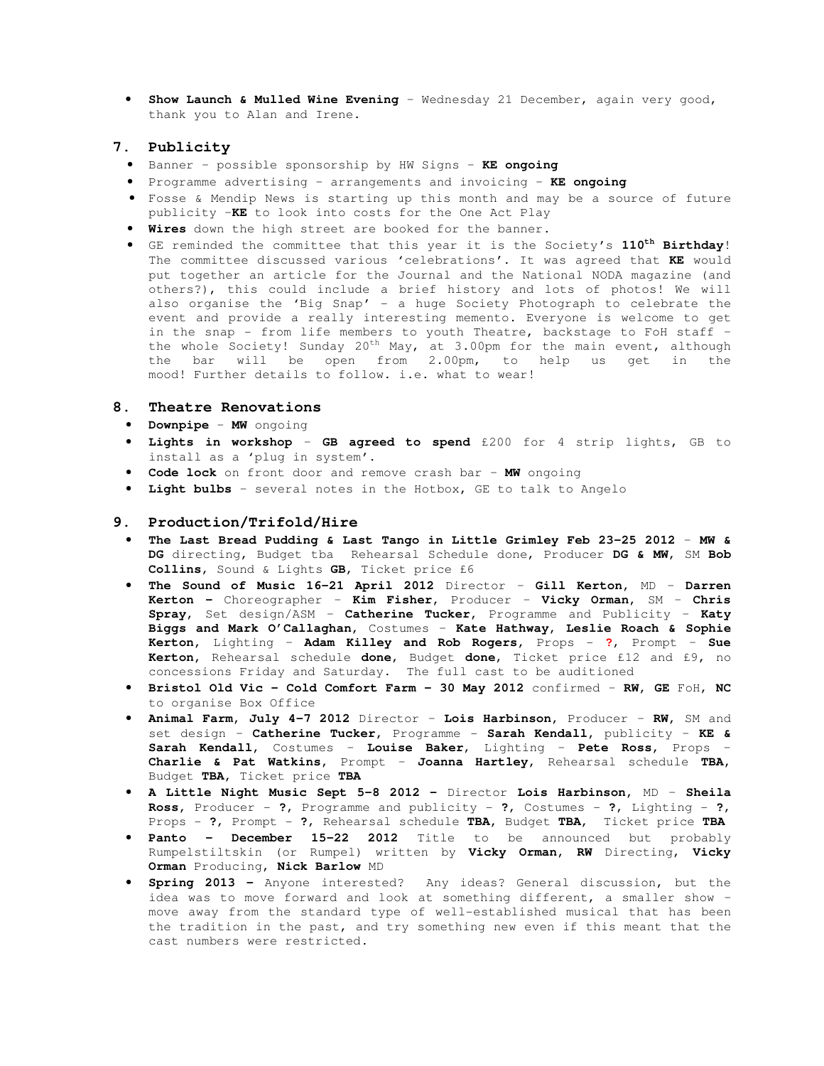- **Show Launch & Mulled Wine Evening** – Wednesday 21 December, again very good, thank you to Alan and Irene.

## 7. Publicity

- Banner – possible sponsorship by HW Signs – **KE ongoing**
- Programme advertising – arrangements and invoicing – **KE ongoing**
- Fosse & Mendip News is starting up this month and may be a source of future publicity –**KE** to look into costs for the One Act Play
- **Wires** down the high street are booked for the banner.
- GE reminded the committee that this year it is the Society's **110th Birthday**! The committee discussed various 'celebrations'. It was agreed that **KE** would put together an article for the Journal and the National NODA magazine (and others?), this could include a brief history and lots of photos! We will also organise the 'Big Snap' – a huge Society Photograph to celebrate the event and provide a really interesting memento. Everyone is welcome to get in the snap – from life members to youth Theatre, backstage to FoH staff – the whole Society! Sunday 20th May, at 3.00pm for the main event, although the bar will be open from 2.00pm, to help us get in the mood! Further details to follow. i.e. what to wear!

## 8. Theatre Renovations

- **Downpipe** – **MW** ongoing
- **Lights in workshop** – **GB agreed to spend** £200 for 4 strip lights, GB to install as a 'plug in system'.
- **Code lock** on front door and remove crash bar – **MW** ongoing
- **Light bulbs** – several notes in the Hotbox, GE to talk to Angelo

## 9. Production/Trifold/Hire

- **The Last Bread Pudding & Last Tango in Little Grimley Feb 23-25 2012** – **MW & DG** directing, Budget tba Rehearsal Schedule done, Producer **DG & MW**, SM **Bob Collins**, Sound & Lights **GB**, Ticket price £6
- **The Sound of Music 16-21 April 2012** Director – **Gill Kerton**, MD – **Darren Kerton –** Choreographer – **Kim Fisher**, Producer – **Vicky Orman**, SM – **Chris Spray**, Set design/ASM – **Catherine Tucker**, Programme and Publicity – **Katy Biggs and Mark O'Callaghan**, Costumes – **Kate Hathway, Leslie Roach & Sophie Kerton**, Lighting – **Adam Killey and Rob Rogers**, Props – **?**, Prompt – **Sue Kerton**, Rehearsal schedule **done**, Budget **done**, Ticket price £12 and £9, no concessions Friday and Saturday. The full cast to be auditioned
- **Bristol Old Vic – Cold Comfort Farm – 30 May 2012** confirmed – **RW**, **GE** FoH, **NC** to organise Box Office
- **Animal Farm, July 4-7 2012** Director – **Lois Harbinson**, Producer – **RW**, SM and set design – **Catherine Tucker**, Programme – **Sarah Kendall**, publicity – **KE & Sarah Kendall**, Costumes – **Louise Baker**, Lighting – **Pete Ross**, Props – **Charlie & Pat Watkins**, Prompt – **Joanna Hartley**, Rehearsal schedule **TBA**, Budget **TBA**, Ticket price **TBA**
- **A Little Night Music Sept 5-8 2012 –** Director **Lois Harbinson**, MD – **Sheila Ross**, Producer – **?**, Programme and publicity – **?**, Costumes – **?**, Lighting – **?**, Props – **?**, Prompt – **?**, Rehearsal schedule **TBA**, Budget **TBA**, Ticket price **TBA**
- **Panto – December 15-22 2012** Title to be announced but probably Rumpelstiltskin (or Rumpel) written by **Vicky Orman**, **RW** Directing, **Vicky Orman** Producing, **Nick Barlow** MD
- **Spring 2013 –** Anyone interested? Any ideas? General discussion, but the idea was to move forward and look at something different, a smaller show – move away from the standard type of well-established musical that has been the tradition in the past, and try something new even if this meant that the cast numbers were restricted.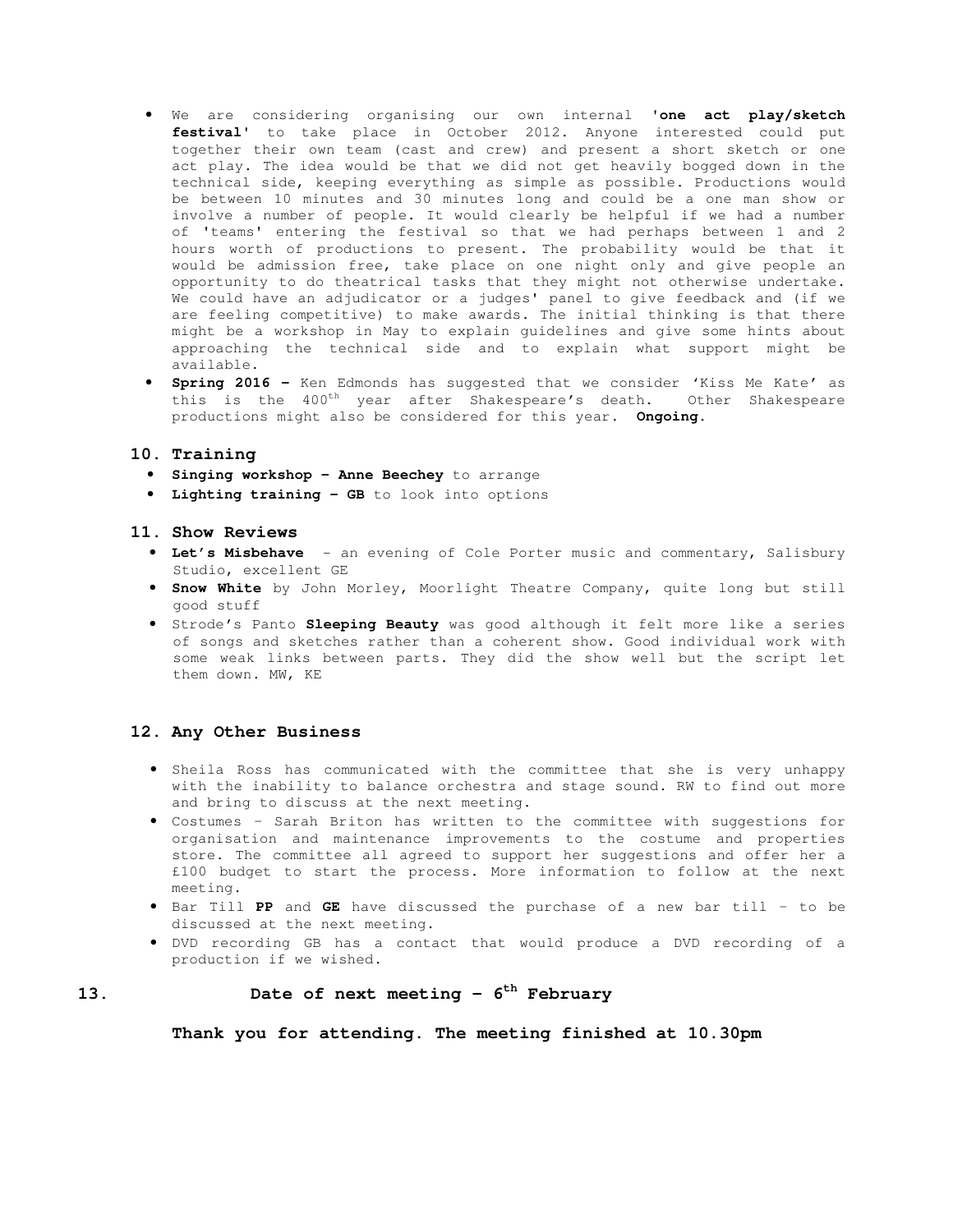- We are considering organising our own internal **'one act play/sketch festival'** to take place in October 2012. Anyone interested could put together their own team (cast and crew) and present a short sketch or one act play. The idea would be that we did not get heavily bogged down in the technical side, keeping everything as simple as possible. Productions would be between 10 minutes and 30 minutes long and could be a one man show or involve a number of people. It would clearly be helpful if we had a number of 'teams' entering the festival so that we had perhaps between 1 and 2 hours worth of productions to present. The probability would be that it would be admission free, take place on one night only and give people an opportunity to do theatrical tasks that they might not otherwise undertake. We could have an adjudicator or a judges' panel to give feedback and (if we are feeling competitive) to make awards. The initial thinking is that there might be a workshop in May to explain guidelines and give some hints about approaching the technical side and to explain what support might be available.
- **Spring 2016 –** Ken Edmonds has suggested that we consider 'Kiss Me Kate' as this is the 400th year after Shakespeare's death. Other Shakespeare productions might also be considered for this year. **Ongoing.**

## 10. Training

- **Singing workshop – Anne Beechey** to arrange
- **Lighting training – GB** to look into options

## 11. Show Reviews

- **Let's Misbehave** – an evening of Cole Porter music and commentary, Salisbury Studio, excellent GE
- **Snow White** by John Morley, Moorlight Theatre Company, quite long but still good stuff
- Strode's Panto **Sleeping Beauty** was good although it felt more like a series of songs and sketches rather than a coherent show. Good individual work with some weak links between parts. They did the show well but the script let them down. MW, KE

## 12. Any Other Business

- Sheila Ross has communicated with the committee that she is very unhappy with the inability to balance orchestra and stage sound. RW to find out more and bring to discuss at the next meeting.
- Costumes – Sarah Briton has written to the committee with suggestions for organisation and maintenance improvements to the costume and properties store. The committee all agreed to support her suggestions and offer her a £100 budget to start the process. More information to follow at the next meeting.
- Bar Till **PP** and **GE** have discussed the purchase of a new bar till – to be discussed at the next meeting.
- DVD recording GB has a contact that would produce a DVD recording of a production if we wished.

## 13. Date of next meeting – 6th February

**Thank you for attending. The meeting finished at 10.30pm**